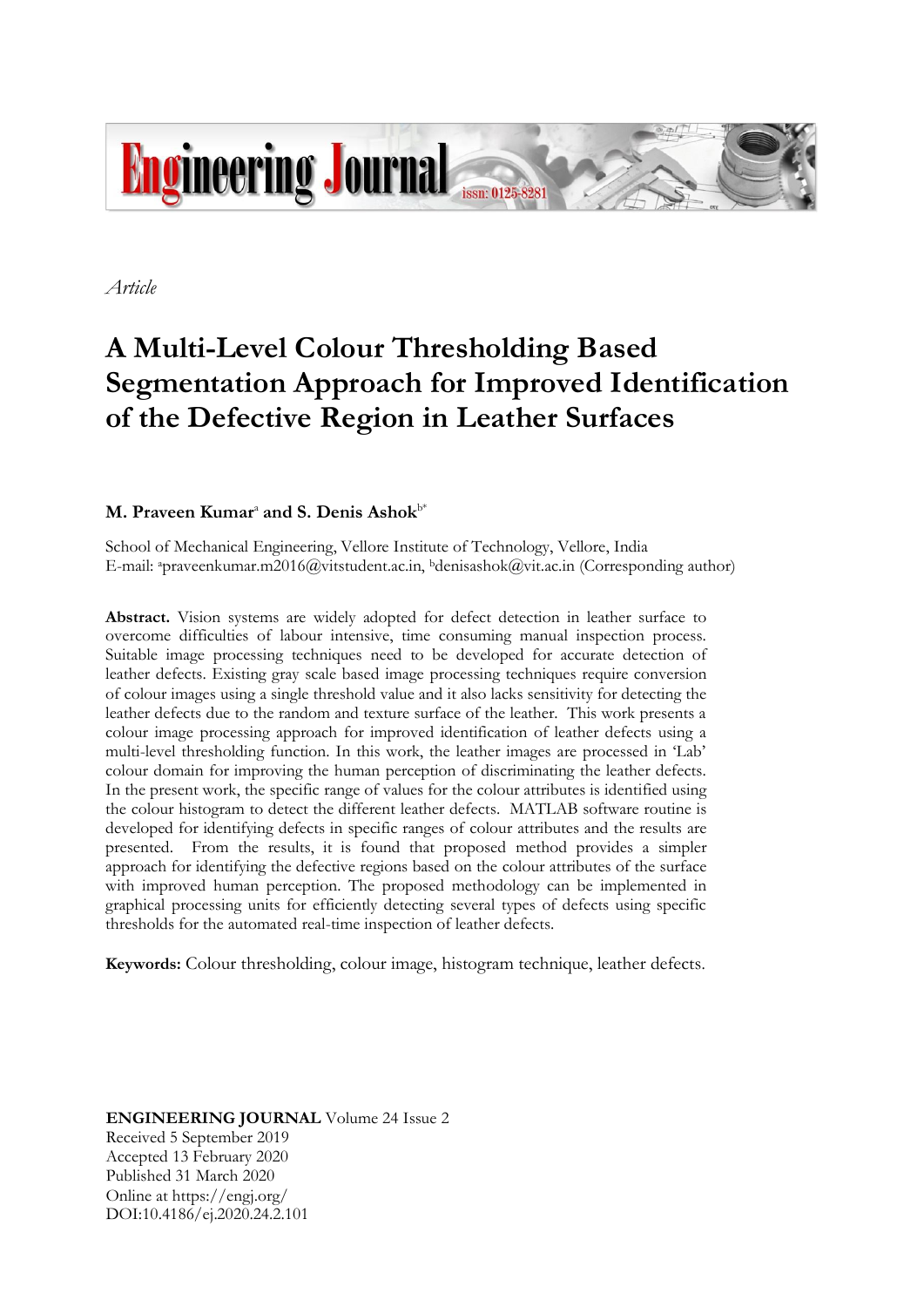*Article*

# A Multi-Level Colour Thresholding Based Segmentation Approach for Improved Identification of the Defective Region in Leather Surfaces

**M. Praveen Kumar**[a] **and S. Denis Ashok**[b*]

School of Mechanical Engineering, Vellore Institute of Technology, Vellore, India
E-mail: [a]praveenkumar.m2016@vitstudent.ac.in, [b]denisashok@vit.ac.in (Corresponding author)

**Abstract.** Vision systems are widely adopted for defect detection in leather surface to overcome difficulties of labour intensive, time consuming manual inspection process. Suitable image processing techniques need to be developed for accurate detection of leather defects. Existing gray scale based image processing techniques require conversion of colour images using a single threshold value and it also lacks sensitivity for detecting the leather defects due to the random and texture surface of the leather. This work presents a colour image processing approach for improved identification of leather defects using a multi-level thresholding function. In this work, the leather images are processed in 'Lab' colour domain for improving the human perception of discriminating the leather defects. In the present work, the specific range of values for the colour attributes is identified using the colour histogram to detect the different leather defects. MATLAB software routine is developed for identifying defects in specific ranges of colour attributes and the results are presented. From the results, it is found that proposed method provides a simpler approach for identifying the defective regions based on the colour attributes of the surface with improved human perception. The proposed methodology can be implemented in graphical processing units for efficiently detecting several types of defects using specific thresholds for the automated real-time inspection of leather defects.

**Keywords:** Colour thresholding, colour image, histogram technique, leather defects.

**ENGINEERING JOURNAL** Volume 24 Issue 2
Received 5 September 2019
Accepted 13 February 2020
Published 31 March 2020
Online at https://engj.org/
DOI:10.4186/ej.2020.24.2.101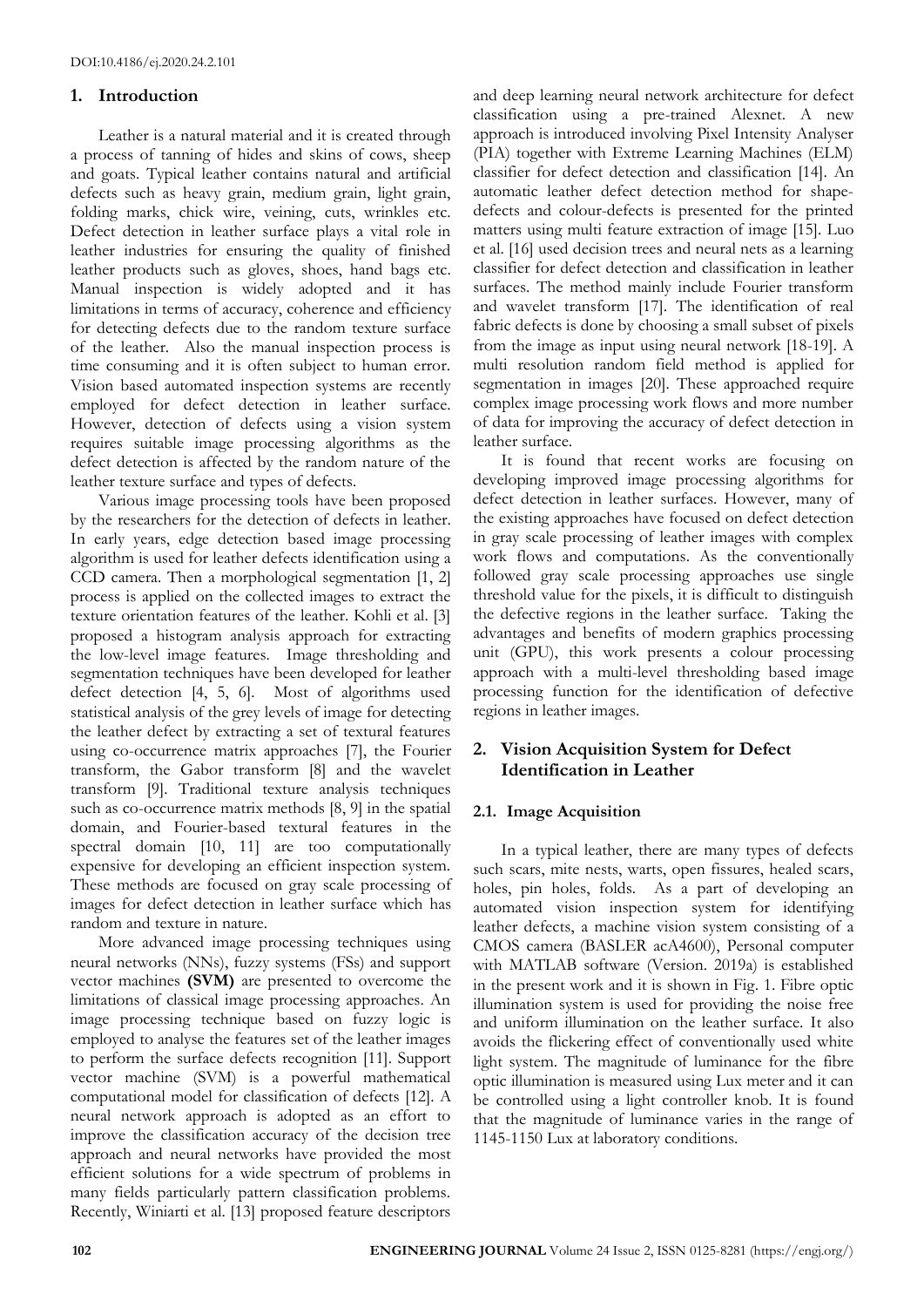## 1. Introduction

Leather is a natural material and it is created through a process of tanning of hides and skins of cows, sheep and goats. Typical leather contains natural and artificial defects such as heavy grain, medium grain, light grain, folding marks, chick wire, veining, cuts, wrinkles etc. Defect detection in leather surface plays a vital role in leather industries for ensuring the quality of finished leather products such as gloves, shoes, hand bags etc. Manual inspection is widely adopted and it has limitations in terms of accuracy, coherence and efficiency for detecting defects due to the random texture surface of the leather. Also the manual inspection process is time consuming and it is often subject to human error. Vision based automated inspection systems are recently employed for defect detection in leather surface. However, detection of defects using a vision system requires suitable image processing algorithms as the defect detection is affected by the random nature of the leather texture surface and types of defects.

Various image processing tools have been proposed by the researchers for the detection of defects in leather. In early years, edge detection based image processing algorithm is used for leather defects identification using a CCD camera. Then a morphological segmentation [1, 2] process is applied on the collected images to extract the texture orientation features of the leather. Kohli et al. [3] proposed a histogram analysis approach for extracting the low-level image features. Image thresholding and segmentation techniques have been developed for leather defect detection [4, 5, 6]. Most of algorithms used statistical analysis of the grey levels of image for detecting the leather defect by extracting a set of textural features using co-occurrence matrix approaches [7], the Fourier transform, the Gabor transform [8] and the wavelet transform [9]. Traditional texture analysis techniques such as co-occurrence matrix methods [8, 9] in the spatial domain, and Fourier-based textural features in the spectral domain [10, 11] are too computationally expensive for developing an efficient inspection system. These methods are focused on gray scale processing of images for defect detection in leather surface which has random and texture in nature.

More advanced image processing techniques using neural networks (NNs), fuzzy systems (FSs) and support vector machines **(SVM)** are presented to overcome the limitations of classical image processing approaches. An image processing technique based on fuzzy logic is employed to analyse the features set of the leather images to perform the surface defects recognition [11]. Support vector machine (SVM) is a powerful mathematical computational model for classification of defects [12]. A neural network approach is adopted as an effort to improve the classification accuracy of the decision tree approach and neural networks have provided the most efficient solutions for a wide spectrum of problems in many fields particularly pattern classification problems. Recently, Winiarti et al. [13] proposed feature descriptors and deep learning neural network architecture for defect classification using a pre-trained Alexnet. A new approach is introduced involving Pixel Intensity Analyser (PIA) together with Extreme Learning Machines (ELM) classifier for defect detection and classification [14]. An automatic leather defect detection method for shape-defects and colour-defects is presented for the printed matters using multi feature extraction of image [15]. Luo et al. [16] used decision trees and neural nets as a learning classifier for defect detection and classification in leather surfaces. The method mainly include Fourier transform and wavelet transform [17]. The identification of real fabric defects is done by choosing a small subset of pixels from the image as input using neural network [18-19]. A multi resolution random field method is applied for segmentation in images [20]. These approached require complex image processing work flows and more number of data for improving the accuracy of defect detection in leather surface.

It is found that recent works are focusing on developing improved image processing algorithms for defect detection in leather surfaces. However, many of the existing approaches have focused on defect detection in gray scale processing of leather images with complex work flows and computations. As the conventionally followed gray scale processing approaches use single threshold value for the pixels, it is difficult to distinguish the defective regions in the leather surface. Taking the advantages and benefits of modern graphics processing unit (GPU), this work presents a colour processing approach with a multi-level thresholding based image processing function for the identification of defective regions in leather images.

## 2. Vision Acquisition System for Defect Identification in Leather

### 2.1. Image Acquisition

In a typical leather, there are many types of defects such scars, mite nests, warts, open fissures, healed scars, holes, pin holes, folds. As a part of developing an automated vision inspection system for identifying leather defects, a machine vision system consisting of a CMOS camera (BASLER acA4600), Personal computer with MATLAB software (Version. 2019a) is established in the present work and it is shown in Fig. 1. Fibre optic illumination system is used for providing the noise free and uniform illumination on the leather surface. It also avoids the flickering effect of conventionally used white light system. The magnitude of luminance for the fibre optic illumination is measured using Lux meter and it can be controlled using a light controller knob. It is found that the magnitude of luminance varies in the range of 1145-1150 Lux at laboratory conditions.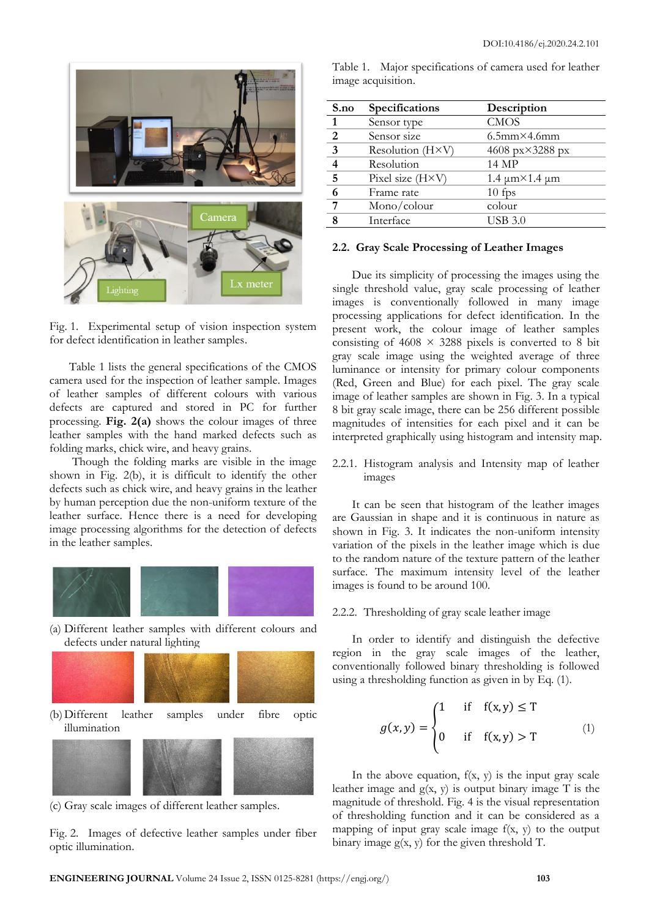Fig. 1. Experimental setup of vision inspection system for defect identification in leather samples.

Table 1 lists the general specifications of the CMOS camera used for the inspection of leather sample. Images of leather samples of different colours with various defects are captured and stored in PC for further processing. **Fig. 2(a)** shows the colour images of three leather samples with the hand marked defects such as folding marks, chick wire, and heavy grains.

Though the folding marks are visible in the image shown in Fig. 2(b), it is difficult to identify the other defects such as chick wire, and heavy grains in the leather by human perception due the non-uniform texture of the leather surface. Hence there is a need for developing image processing algorithms for the detection of defects in the leather samples.

(a) Different leather samples with different colours and defects under natural lighting

(b) Different leather samples under fibre optic illumination

(c) Gray scale images of different leather samples.

Fig. 2. Images of defective leather samples under fiber optic illumination.

Table 1. Major specifications of camera used for leather image acquisition.

| S.no | Specifications | Description |
|---|---|---|
| 1 | Sensor type | CMOS |
| 2 | Sensor size | 6.5mm×4.6mm |
| 3 | Resolution (H×V) | 4608 px×3288 px |
| 4 | Resolution | 14 MP |
| 5 | Pixel size (H×V) | 1.4 µm×1.4 µm |
| 6 | Frame rate | 10 fps |
| 7 | Mono/colour | colour |
| 8 | Interface | USB 3.0 |

### 2.2. Gray Scale Processing of Leather Images

Due its simplicity of processing the images using the single threshold value, gray scale processing of leather images is conventionally followed in many image processing applications for defect identification. In the present work, the colour image of leather samples consisting of 4608 × 3288 pixels is converted to 8 bit gray scale image using the weighted average of three luminance or intensity for primary colour components (Red, Green and Blue) for each pixel. The gray scale image of leather samples are shown in Fig. 3. In a typical 8 bit gray scale image, there can be 256 different possible magnitudes of intensities for each pixel and it can be interpreted graphically using histogram and intensity map.

#### 2.2.1. Histogram analysis and Intensity map of leather images

It can be seen that histogram of the leather images are Gaussian in shape and it is continuous in nature as shown in Fig. 3. It indicates the non-uniform intensity variation of the pixels in the leather image which is due to the random nature of the texture pattern of the leather surface. The maximum intensity level of the leather images is found to be around 100.

#### 2.2.2. Thresholding of gray scale leather image

In order to identify and distinguish the defective region in the gray scale images of the leather, conventionally followed binary thresholding is followed using a thresholding function as given in by Eq. (1).

$$g(x,y) = \begin{cases} 1 & \text{if} \quad f(x,y) \leq T \\ 0 & \text{if} \quad f(x,y) > T \end{cases} \tag{1}$$

In the above equation, f(x, y) is the input gray scale leather image and g(x, y) is output binary image T is the magnitude of threshold. Fig. 4 is the visual representation of thresholding function and it can be considered as a mapping of input gray scale image f(x, y) to the output binary image g(x, y) for the given threshold T.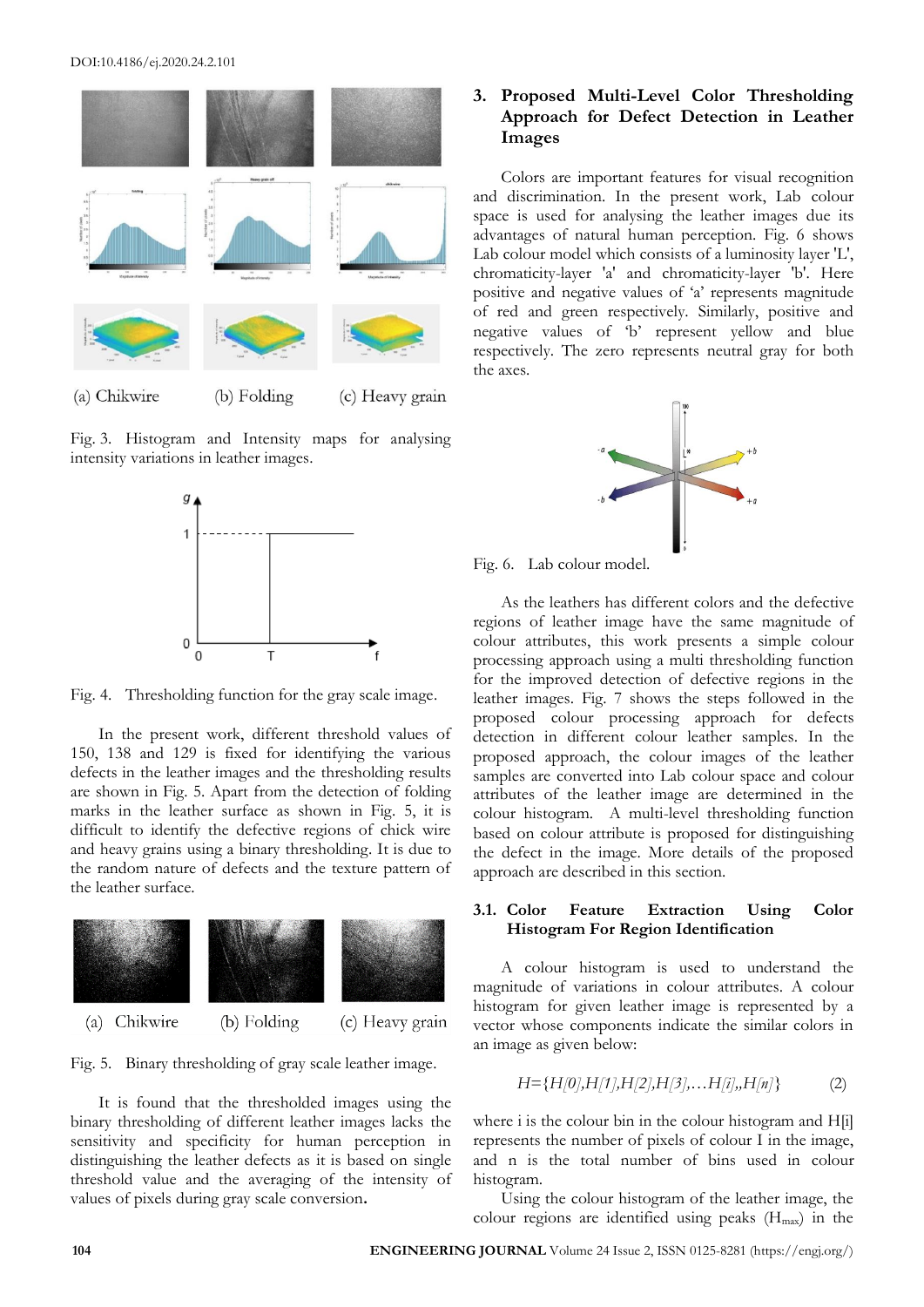(a) Chikwire (b) Folding (c) Heavy grain

Fig. 3. Histogram and Intensity maps for analysing intensity variations in leather images.

Fig. 4. Thresholding function for the gray scale image.

In the present work, different threshold values of 150, 138 and 129 is fixed for identifying the various defects in the leather images and the thresholding results are shown in Fig. 5. Apart from the detection of folding marks in the leather surface as shown in Fig. 5, it is difficult to identify the defective regions of chick wire and heavy grains using a binary thresholding. It is due to the random nature of defects and the texture pattern of the leather surface.

(a) Chikwire (b) Folding (c) Heavy grain

Fig. 5. Binary thresholding of gray scale leather image.

It is found that the thresholded images using the binary thresholding of different leather images lacks the sensitivity and specificity for human perception in distinguishing the leather defects as it is based on single threshold value and the averaging of the intensity of values of pixels during gray scale conversion.

## 3. Proposed Multi-Level Color Thresholding Approach for Defect Detection in Leather Images

Colors are important features for visual recognition and discrimination. In the present work, Lab colour space is used for analysing the leather images due its advantages of natural human perception. Fig. 6 shows Lab colour model which consists of a luminosity layer 'L', chromaticity-layer 'a' and chromaticity-layer 'b'. Here positive and negative values of 'a' represents magnitude of red and green respectively. Similarly, positive and negative values of 'b' represent yellow and blue respectively. The zero represents neutral gray for both the axes.

Fig. 6. Lab colour model.

As the leathers has different colors and the defective regions of leather image have the same magnitude of colour attributes, this work presents a simple colour processing approach using a multi thresholding function for the improved detection of defective regions in the leather images. Fig. 7 shows the steps followed in the proposed colour processing approach for defects detection in different colour leather samples. In the proposed approach, the colour images of the leather samples are converted into Lab colour space and colour attributes of the leather image are determined in the colour histogram. A multi-level thresholding function based on colour attribute is proposed for distinguishing the defect in the image. More details of the proposed approach are described in this section.

### 3.1. Color Feature Extraction Using Color Histogram For Region Identification

A colour histogram is used to understand the magnitude of variations in colour attributes. A colour histogram for given leather image is represented by a vector whose components indicate the similar colors in an image as given below:

$$H=\{H[0],H[1],H[2],H[3],\ldots H[i],,H[n]\} \tag{2}$$

where i is the colour bin in the colour histogram and H[i] represents the number of pixels of colour I in the image, and n is the total number of bins used in colour histogram.

Using the colour histogram of the leather image, the colour regions are identified using peaks ($H_{max}$) in the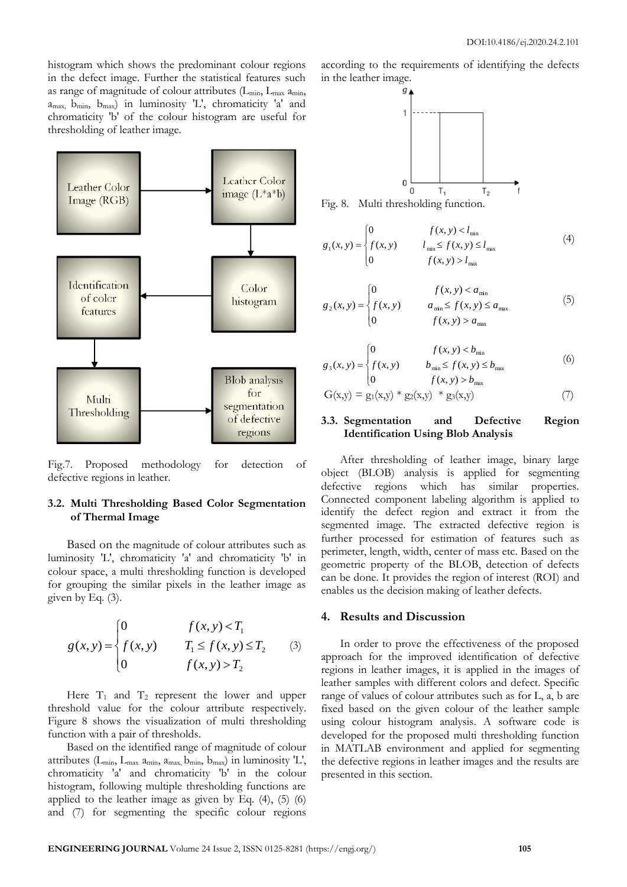histogram which shows the predominant colour regions in the defect image. Further the statistical features such as range of magnitude of colour attributes ($L_{min}$, $L_{max}$ $a_{min}$, $a_{max}$, $b_{min}$, $b_{max}$) in luminosity 'L', chromaticity 'a' and chromaticity 'b' of the colour histogram are useful for thresholding of leather image.

Fig.7. Proposed methodology for detection of defective regions in leather.

### 3.2. Multi Thresholding Based Color Segmentation of Thermal Image

Based on the magnitude of colour attributes such as luminosity 'L', chromaticity 'a' and chromaticity 'b' in colour space, a multi thresholding function is developed for grouping the similar pixels in the leather image as given by Eq. (3).

$$g(x,y) = \begin{cases} 0 & f(x,y) < T_1 \\ f(x,y) & T_1 \le f(x,y) \le T_2 \\ 0 & f(x,y) > T_2 \end{cases} \tag{3}$$

Here $T_1$ and $T_2$ represent the lower and upper threshold value for the colour attribute respectively. Figure 8 shows the visualization of multi thresholding function with a pair of thresholds.

Based on the identified range of magnitude of colour attributes ($L_{min}$, $L_{max}$ $a_{min}$, $a_{max}$, $b_{min}$, $b_{max}$) in luminosity 'L', chromaticity 'a' and chromaticity 'b' in the colour histogram, following multiple thresholding functions are applied to the leather image as given by Eq. (4), (5) (6) and (7) for segmenting the specific colour regions according to the requirements of identifying the defects in the leather image.

Fig. 8. Multi thresholding function.

$$g_1(x,y) = \begin{cases} 0 & f(x,y) < l_{min} \\ f(x,y) & l_{min} \le f(x,y) \le l_{max} \\ 0 & f(x,y) > l_{max} \end{cases} \tag{4}$$

$$g_2(x,y) = \begin{cases} 0 & f(x,y) < a_{min} \\ f(x,y) & a_{min} \le f(x,y) \le a_{max} \\ 0 & f(x,y) > a_{max} \end{cases} \tag{5}$$

$$g_3(x,y) = \begin{cases} 0 & f(x,y) < b_{min} \\ f(x,y) & b_{min} \le f(x,y) \le b_{max} \\ 0 & f(x,y) > b_{max} \end{cases} \tag{6}$$

$$G(x,y) = g_1(x,y) * g_2(x,y) * g_3(x,y) \tag{7}$$

### 3.3. Segmentation and Defective Region Identification Using Blob Analysis

After thresholding of leather image, binary large object (BLOB) analysis is applied for segmenting defective regions which has similar properties. Connected component labeling algorithm is applied to identify the defect region and extract it from the segmented image. The extracted defective region is further processed for estimation of features such as perimeter, length, width, center of mass etc. Based on the geometric property of the BLOB, detection of defects can be done. It provides the region of interest (ROI) and enables us the decision making of leather defects.

## 4. Results and Discussion

In order to prove the effectiveness of the proposed approach for the improved identification of defective regions in leather images, it is applied in the images of leather samples with different colors and defect. Specific range of values of colour attributes such as for L, a, b are fixed based on the given colour of the leather sample using colour histogram analysis. A software code is developed for the proposed multi thresholding function in MATLAB environment and applied for segmenting the defective regions in leather images and the results are presented in this section.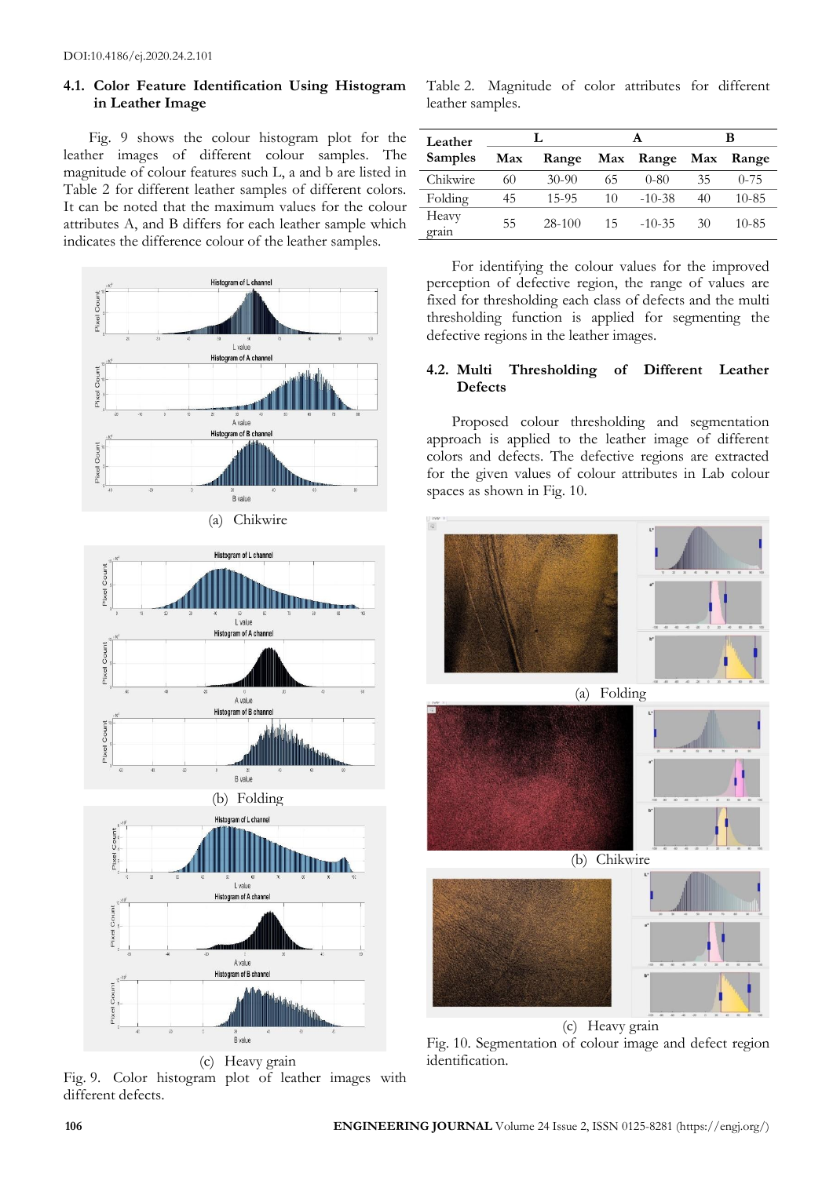## 4.1. Color Feature Identification Using Histogram in Leather Image

Fig. 9 shows the colour histogram plot for the leather images of different colour samples. The magnitude of colour features such L, a and b are listed in Table 2 for different leather samples of different colors. It can be noted that the maximum values for the colour attributes A, and B differs for each leather sample which indicates the difference colour of the leather samples.

(a) Chikwire

(b) Folding

(c) Heavy grain

Fig. 9. Color histogram plot of leather images with different defects.

Table 2. Magnitude of color attributes for different leather samples.

| Leather Samples | L | | A | | B | |
|---|---|---|---|---|---|---|
| | Max | Range | Max | Range | Max | Range |
| Chikwire | 60 | 30-90 | 65 | 0-80 | 35 | 0-75 |
| Folding | 45 | 15-95 | 10 | -10-38 | 40 | 10-85 |
| Heavy grain | 55 | 28-100 | 15 | -10-35 | 30 | 10-85 |

For identifying the colour values for the improved perception of defective region, the range of values are fixed for thresholding each class of defects and the multi thresholding function is applied for segmenting the defective regions in the leather images.

## 4.2. Multi Thresholding of Different Leather Defects

Proposed colour thresholding and segmentation approach is applied to the leather image of different colors and defects. The defective regions are extracted for the given values of colour attributes in Lab colour spaces as shown in Fig. 10.

(a) Folding

(b) Chikwire

(c) Heavy grain

Fig. 10. Segmentation of colour image and defect region identification.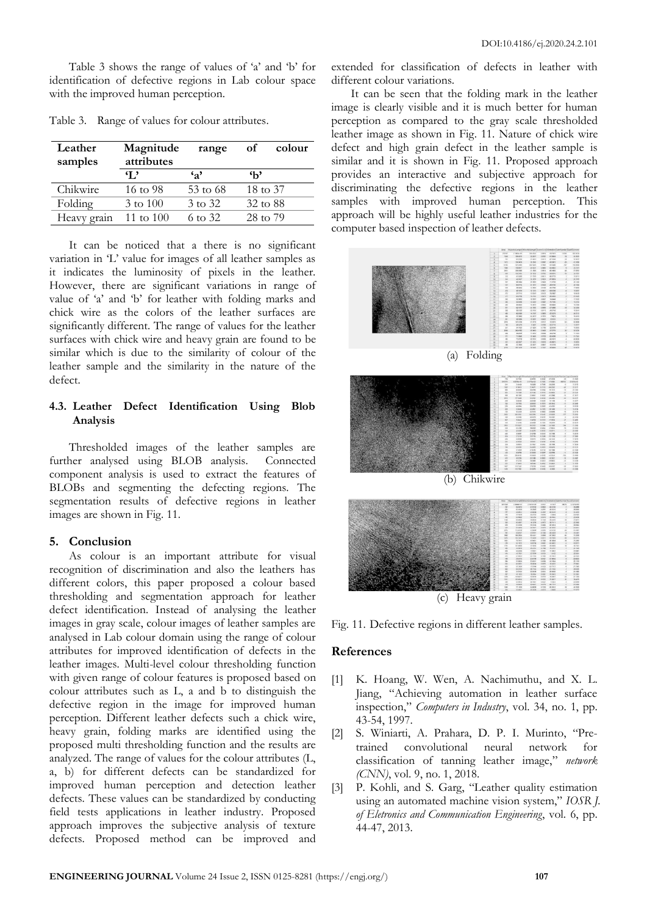Table 3 shows the range of values of 'a' and 'b' for identification of defective regions in Lab colour space with the improved human perception.

Table 3. Range of values for colour attributes.

| Leather samples | Magnitude range of colour attributes | | |
|---|---|---|---|
| | 'L' | 'a' | 'b' |
| Chikwire | 16 to 98 | 53 to 68 | 18 to 37 |
| Folding | 3 to 100 | 3 to 32 | 32 to 88 |
| Heavy grain | 11 to 100 | 6 to 32 | 28 to 79 |

It can be noticed that a there is no significant variation in 'L' value for images of all leather samples as it indicates the luminosity of pixels in the leather. However, there are significant variations in range of value of 'a' and 'b' for leather with folding marks and chick wire as the colors of the leather surfaces are significantly different. The range of values for the leather surfaces with chick wire and heavy grain are found to be similar which is due to the similarity of colour of the leather sample and the similarity in the nature of the defect.

### 4.3. Leather Defect Identification Using Blob Analysis

Thresholded images of the leather samples are further analysed using BLOB analysis. Connected component analysis is used to extract the features of BLOBs and segmenting the defecting regions. The segmentation results of defective regions in leather images are shown in Fig. 11.

## 5. Conclusion

As colour is an important attribute for visual recognition of discrimination and also the leathers has different colors, this paper proposed a colour based thresholding and segmentation approach for leather defect identification. Instead of analysing the leather images in gray scale, colour images of leather samples are analysed in Lab colour domain using the range of colour attributes for improved identification of defects in the leather images. Multi-level colour thresholding function with given range of colour features is proposed based on colour attributes such as L, a and b to distinguish the defective region in the image for improved human perception. Different leather defects such a chick wire, heavy grain, folding marks are identified using the proposed multi thresholding function and the results are analyzed. The range of values for the colour attributes (L, a, b) for different defects can be standardized for improved human perception and detection leather defects. These values can be standardized by conducting field tests applications in leather industry. Proposed approach improves the subjective analysis of texture defects. Proposed method can be improved and extended for classification of defects in leather with different colour variations.

It can be seen that the folding mark in the leather image is clearly visible and it is much better for human perception as compared to the gray scale thresholded leather image as shown in Fig. 11. Nature of chick wire defect and high grain defect in the leather sample is similar and it is shown in Fig. 11. Proposed approach provides an interactive and subjective approach for discriminating the defective regions in the leather samples with improved human perception. This approach will be highly useful leather industries for the computer based inspection of leather defects.

(a) Folding

(b) Chikwire

(c) Heavy grain

Fig. 11. Defective regions in different leather samples.

## References

[1] K. Hoang, W. Wen, A. Nachimuthu, and X. L. Jiang, "Achieving automation in leather surface inspection," *Computers in Industry*, vol. 34, no. 1, pp. 43-54, 1997.

[2] S. Winiarti, A. Prahara, D. P. I. Murinto, "Pre-trained convolutional neural network for classification of tanning leather image," *network (CNN)*, vol. 9, no. 1, 2018.

[3] P. Kohli, and S. Garg, "Leather quality estimation using an automated machine vision system," *IOSR J. of Eletronics and Communication Engineering*, vol. 6, pp. 44-47, 2013.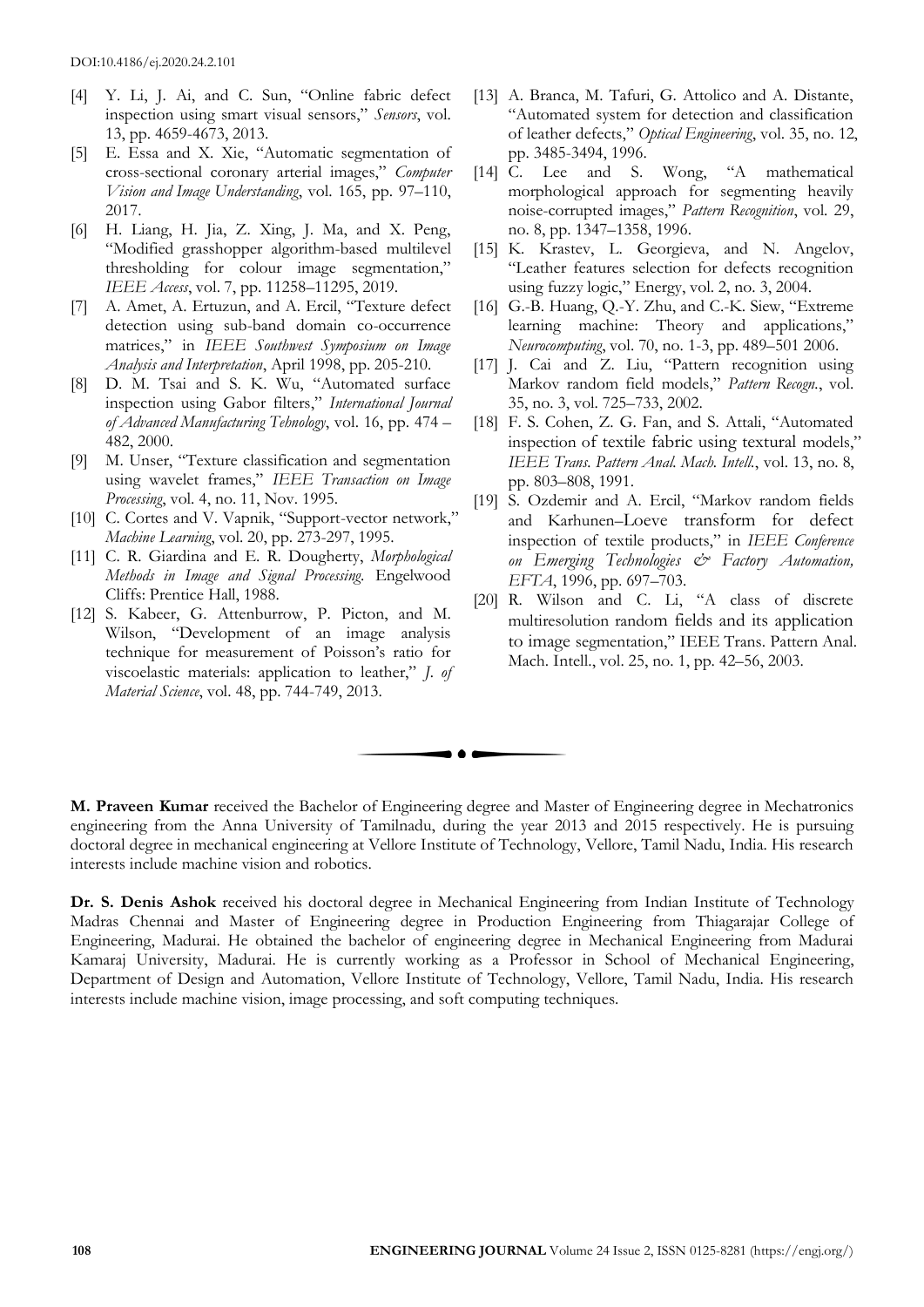[4] Y. Li, J. Ai, and C. Sun, "Online fabric defect inspection using smart visual sensors," *Sensors*, vol. 13, pp. 4659-4673, 2013.

[5] E. Essa and X. Xie, "Automatic segmentation of cross-sectional coronary arterial images," *Computer Vision and Image Understanding*, vol. 165, pp. 97–110, 2017.

[6] H. Liang, H. Jia, Z. Xing, J. Ma, and X. Peng, "Modified grasshopper algorithm-based multilevel thresholding for colour image segmentation," *IEEE Access*, vol. 7, pp. 11258–11295, 2019.

[7] A. Amet, A. Ertuzun, and A. Ercil, "Texture defect detection using sub-band domain co-occurrence matrices," in *IEEE Southwest Symposium on Image Analysis and Interpretation*, April 1998, pp. 205-210.

[8] D. M. Tsai and S. K. Wu, "Automated surface inspection using Gabor filters," *International Journal of Advanced Manufacturing Tehnology*, vol. 16, pp. 474 – 482, 2000.

[9] M. Unser, "Texture classification and segmentation using wavelet frames," *IEEE Transaction on Image Processing*, vol. 4, no. 11, Nov. 1995.

[10] C. Cortes and V. Vapnik, "Support-vector network," *Machine Learning*, vol. 20, pp. 273-297, 1995.

[11] C. R. Giardina and E. R. Dougherty, *Morphological Methods in Image and Signal Processing*. Engelwood Cliffs: Prentice Hall, 1988.

[12] S. Kabeer, G. Attenburrow, P. Picton, and M. Wilson, "Development of an image analysis technique for measurement of Poisson's ratio for viscoelastic materials: application to leather," *J. of Material Science*, vol. 48, pp. 744-749, 2013.

[13] A. Branca, M. Tafuri, G. Attolico and A. Distante, "Automated system for detection and classification of leather defects," *Optical Engineering*, vol. 35, no. 12, pp. 3485-3494, 1996.

[14] C. Lee and S. Wong, "A mathematical morphological approach for segmenting heavily noise-corrupted images," *Pattern Recognition*, vol. 29, no. 8, pp. 1347–1358, 1996.

[15] K. Krastev, L. Georgieva, and N. Angelov, "Leather features selection for defects recognition using fuzzy logic," Energy, vol. 2, no. 3, 2004.

[16] G.-B. Huang, Q.-Y. Zhu, and C.-K. Siew, "Extreme learning machine: Theory and applications," *Neurocomputing*, vol. 70, no. 1-3, pp. 489–501 2006.

[17] J. Cai and Z. Liu, "Pattern recognition using Markov random field models," *Pattern Recogn.*, vol. 35, no. 3, vol. 725–733, 2002.

[18] F. S. Cohen, Z. G. Fan, and S. Attali, "Automated inspection of textile fabric using textural models," *IEEE Trans. Pattern Anal. Mach. Intell.*, vol. 13, no. 8, pp. 803–808, 1991.

[19] S. Ozdemir and A. Ercil, "Markov random fields and Karhunen–Loeve transform for defect inspection of textile products," in *IEEE Conference on Emerging Technologies & Factory Automation, EFTA*, 1996, pp. 697–703.

[20] R. Wilson and C. Li, "A class of discrete multiresolution random fields and its application to image segmentation," IEEE Trans. Pattern Anal. Mach. Intell., vol. 25, no. 1, pp. 42–56, 2003.

---

**M. Praveen Kumar** received the Bachelor of Engineering degree and Master of Engineering degree in Mechatronics engineering from the Anna University of Tamilnadu, during the year 2013 and 2015 respectively. He is pursuing doctoral degree in mechanical engineering at Vellore Institute of Technology, Vellore, Tamil Nadu, India. His research interests include machine vision and robotics.

**Dr. S. Denis Ashok** received his doctoral degree in Mechanical Engineering from Indian Institute of Technology Madras Chennai and Master of Engineering degree in Production Engineering from Thiagarajar College of Engineering, Madurai. He obtained the bachelor of engineering degree in Mechanical Engineering from Madurai Kamaraj University, Madurai. He is currently working as a Professor in School of Mechanical Engineering, Department of Design and Automation, Vellore Institute of Technology, Vellore, Tamil Nadu, India. His research interests include machine vision, image processing, and soft computing techniques.